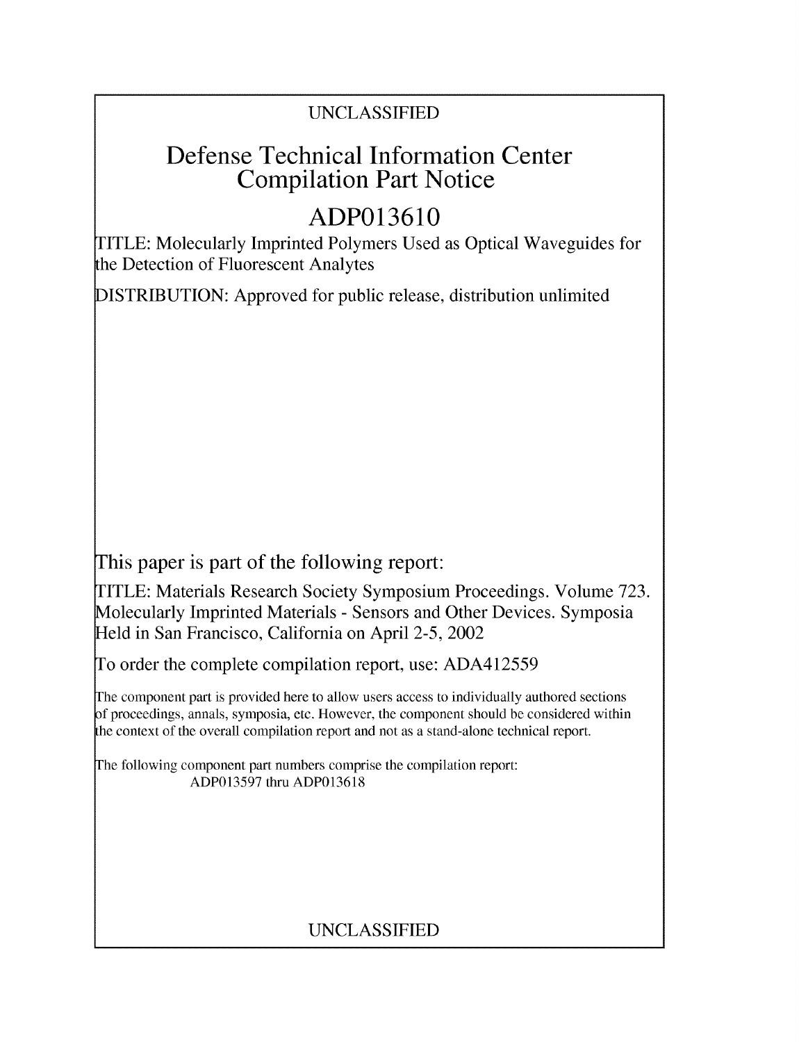UNCLASSIFIED

# Defense Technical Information Center
# Compilation Part Notice

# ADP013610

TITLE: Molecularly Imprinted Polymers Used as Optical Waveguides for the Detection of Fluorescent Analytes

DISTRIBUTION: Approved for public release, distribution unlimited

This paper is part of the following report:

TITLE: Materials Research Society Symposium Proceedings. Volume 723. Molecularly Imprinted Materials - Sensors and Other Devices. Symposia Held in San Francisco, California on April 2-5, 2002

To order the complete compilation report, use: ADA412559

The component part is provided here to allow users access to individually authored sections of proceedings, annals, symposia, etc. However, the component should be considered within the context of the overall compilation report and not as a stand-alone technical report.

The following component part numbers comprise the compilation report:
ADP013597 thru ADP013618

UNCLASSIFIED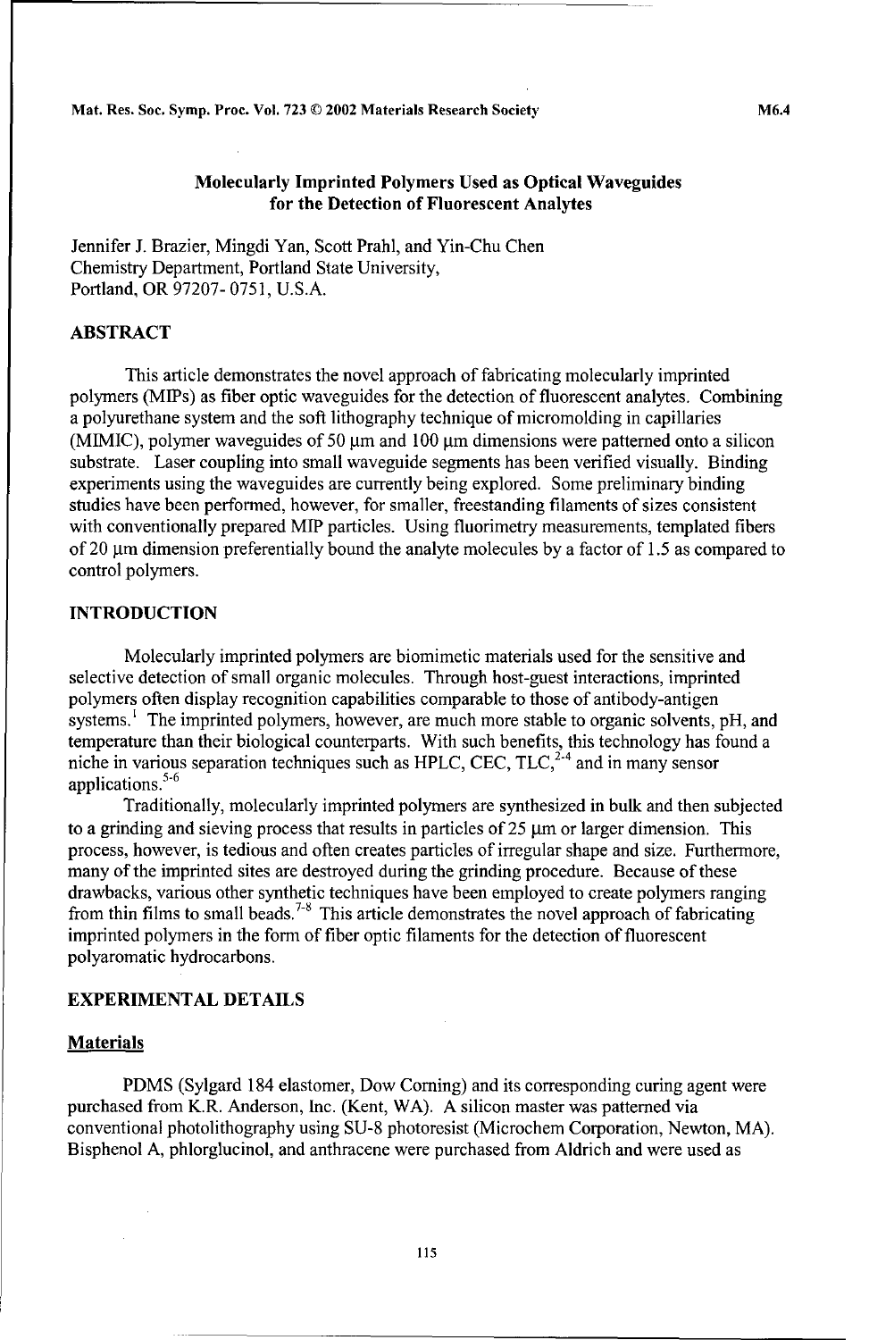# Molecularly Imprinted Polymers Used as Optical Waveguides for the Detection of Fluorescent Analytes

Jennifer J. Brazier, Mingdi Yan, Scott Prahl, and Yin-Chu Chen
Chemistry Department, Portland State University,
Portland, OR 97207- 0751, U.S.A.

## ABSTRACT

This article demonstrates the novel approach of fabricating molecularly imprinted polymers (MIPs) as fiber optic waveguides for the detection of fluorescent analytes. Combining a polyurethane system and the soft lithography technique of micromolding in capillaries (MIMIC), polymer waveguides of 50 μm and 100 μm dimensions were patterned onto a silicon substrate. Laser coupling into small waveguide segments has been verified visually. Binding experiments using the waveguides are currently being explored. Some preliminary binding studies have been performed, however, for smaller, freestanding filaments of sizes consistent with conventionally prepared MIP particles. Using fluorimetry measurements, templated fibers of 20 μm dimension preferentially bound the analyte molecules by a factor of 1.5 as compared to control polymers.

## INTRODUCTION

Molecularly imprinted polymers are biomimetic materials used for the sensitive and selective detection of small organic molecules. Through host-guest interactions, imprinted polymers often display recognition capabilities comparable to those of antibody-antigen systems.[1] The imprinted polymers, however, are much more stable to organic solvents, pH, and temperature than their biological counterparts. With such benefits, this technology has found a niche in various separation techniques such as HPLC, CEC, TLC,[2-4] and in many sensor applications.[5-6]

Traditionally, molecularly imprinted polymers are synthesized in bulk and then subjected to a grinding and sieving process that results in particles of 25 μm or larger dimension. This process, however, is tedious and often creates particles of irregular shape and size. Furthermore, many of the imprinted sites are destroyed during the grinding procedure. Because of these drawbacks, various other synthetic techniques have been employed to create polymers ranging from thin films to small beads.[7-8] This article demonstrates the novel approach of fabricating imprinted polymers in the form of fiber optic filaments for the detection of fluorescent polyaromatic hydrocarbons.

## EXPERIMENTAL DETAILS

### Materials

PDMS (Sylgard 184 elastomer, Dow Corning) and its corresponding curing agent were purchased from K.R. Anderson, Inc. (Kent, WA). A silicon master was patterned via conventional photolithography using SU-8 photoresist (Microchem Corporation, Newton, MA). Bisphenol A, phlorglucinol, and anthracene were purchased from Aldrich and were used as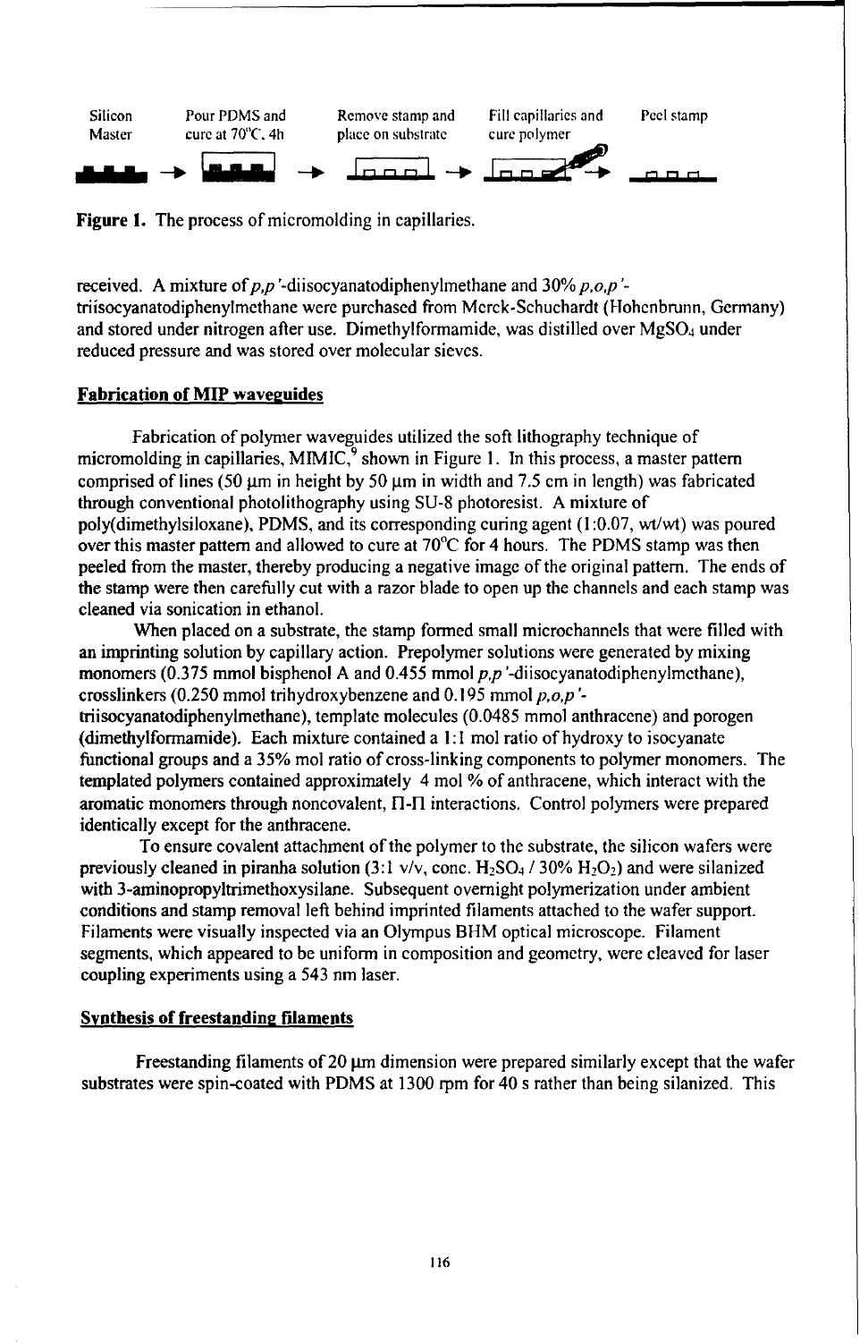Silicon Master → Pour PDMS and cure at 70°C, 4h → Remove stamp and place on substrate → Fill capillaries and cure polymer → Peel stamp

**Figure 1.** The process of micromolding in capillaries.

received. A mixture of *p,p'*-diisocyanatodiphenylmethane and 30% *p,o,p'*-triisocyanatodiphenylmethane were purchased from Merck-Schuchardt (Hohenbrunn, Germany) and stored under nitrogen after use. Dimethylformamide, was distilled over $MgSO_4$ under reduced pressure and was stored over molecular sieves.

## Fabrication of MIP waveguides

Fabrication of polymer waveguides utilized the soft lithography technique of micromolding in capillaries, MIMIC,[9] shown in Figure 1. In this process, a master pattern comprised of lines (50 μm in height by 50 μm in width and 7.5 cm in length) was fabricated through conventional photolithography using SU-8 photoresist. A mixture of poly(dimethylsiloxane), PDMS, and its corresponding curing agent (1:0.07, wt/wt) was poured over this master pattern and allowed to cure at 70°C for 4 hours. The PDMS stamp was then peeled from the master, thereby producing a negative image of the original pattern. The ends of the stamp were then carefully cut with a razor blade to open up the channels and each stamp was cleaned via sonication in ethanol.

When placed on a substrate, the stamp formed small microchannels that were filled with an imprinting solution by capillary action. Prepolymer solutions were generated by mixing monomers (0.375 mmol bisphenol A and 0.455 mmol *p,p'*-diisocyanatodiphenylmethane), crosslinkers (0.250 mmol trihydroxybenzene and 0.195 mmol *p,o,p'*-triisocyanatodiphenylmethane), template molecules (0.0485 mmol anthracene) and porogen (dimethylformamide). Each mixture contained a 1:1 mol ratio of hydroxy to isocyanate functional groups and a 35% mol ratio of cross-linking components to polymer monomers. The templated polymers contained approximately 4 mol % of anthracene, which interact with the aromatic monomers through noncovalent, Π-Π interactions. Control polymers were prepared identically except for the anthracene.

To ensure covalent attachment of the polymer to the substrate, the silicon wafers were previously cleaned in piranha solution (3:1 v/v, conc. $H_2SO_4$ / 30% $H_2O_2$) and were silanized with 3-aminopropyltrimethoxysilane. Subsequent overnight polymerization under ambient conditions and stamp removal left behind imprinted filaments attached to the wafer support. Filaments were visually inspected via an Olympus BHM optical microscope. Filament segments, which appeared to be uniform in composition and geometry, were cleaved for laser coupling experiments using a 543 nm laser.

## Synthesis of freestanding filaments

Freestanding filaments of 20 μm dimension were prepared similarly except that the wafer substrates were spin-coated with PDMS at 1300 rpm for 40 s rather than being silanized. This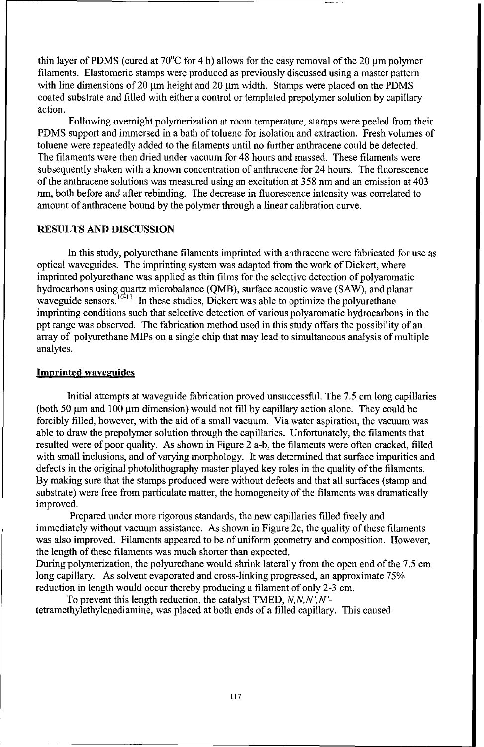thin layer of PDMS (cured at 70°C for 4 h) allows for the easy removal of the 20 μm polymer filaments. Elastomeric stamps were produced as previously discussed using a master pattern with line dimensions of 20 μm height and 20 μm width. Stamps were placed on the PDMS coated substrate and filled with either a control or templated prepolymer solution by capillary action.

Following overnight polymerization at room temperature, stamps were peeled from their PDMS support and immersed in a bath of toluene for isolation and extraction. Fresh volumes of toluene were repeatedly added to the filaments until no further anthracene could be detected. The filaments were then dried under vacuum for 48 hours and massed. These filaments were subsequently shaken with a known concentration of anthracene for 24 hours. The fluorescence of the anthracene solutions was measured using an excitation at 358 nm and an emission at 403 nm, both before and after rebinding. The decrease in fluorescence intensity was correlated to amount of anthracene bound by the polymer through a linear calibration curve.

## RESULTS AND DISCUSSION

In this study, polyurethane filaments imprinted with anthracene were fabricated for use as optical waveguides. The imprinting system was adapted from the work of Dickert, where imprinted polyurethane was applied as thin films for the selective detection of polyaromatic hydrocarbons using quartz microbalance (QMB), surface acoustic wave (SAW), and planar waveguide sensors.[10-13] In these studies, Dickert was able to optimize the polyurethane imprinting conditions such that selective detection of various polyaromatic hydrocarbons in the ppt range was observed. The fabrication method used in this study offers the possibility of an array of polyurethane MIPs on a single chip that may lead to simultaneous analysis of multiple analytes.

### Imprinted waveguides

Initial attempts at waveguide fabrication proved unsuccessful. The 7.5 cm long capillaries (both 50 μm and 100 μm dimension) would not fill by capillary action alone. They could be forcibly filled, however, with the aid of a small vacuum. Via water aspiration, the vacuum was able to draw the prepolymer solution through the capillaries. Unfortunately, the filaments that resulted were of poor quality. As shown in Figure 2 a-b, the filaments were often cracked, filled with small inclusions, and of varying morphology. It was determined that surface impurities and defects in the original photolithography master played key roles in the quality of the filaments. By making sure that the stamps produced were without defects and that all surfaces (stamp and substrate) were free from particulate matter, the homogeneity of the filaments was dramatically improved.

Prepared under more rigorous standards, the new capillaries filled freely and immediately without vacuum assistance. As shown in Figure 2c, the quality of these filaments was also improved. Filaments appeared to be of uniform geometry and composition. However, the length of these filaments was much shorter than expected.

During polymerization, the polyurethane would shrink laterally from the open end of the 7.5 cm long capillary. As solvent evaporated and cross-linking progressed, an approximate 75% reduction in length would occur thereby producing a filament of only 2-3 cm.

To prevent this length reduction, the catalyst TMED, *N,N,N',N'*-tetramethylethylenediamine, was placed at both ends of a filled capillary. This caused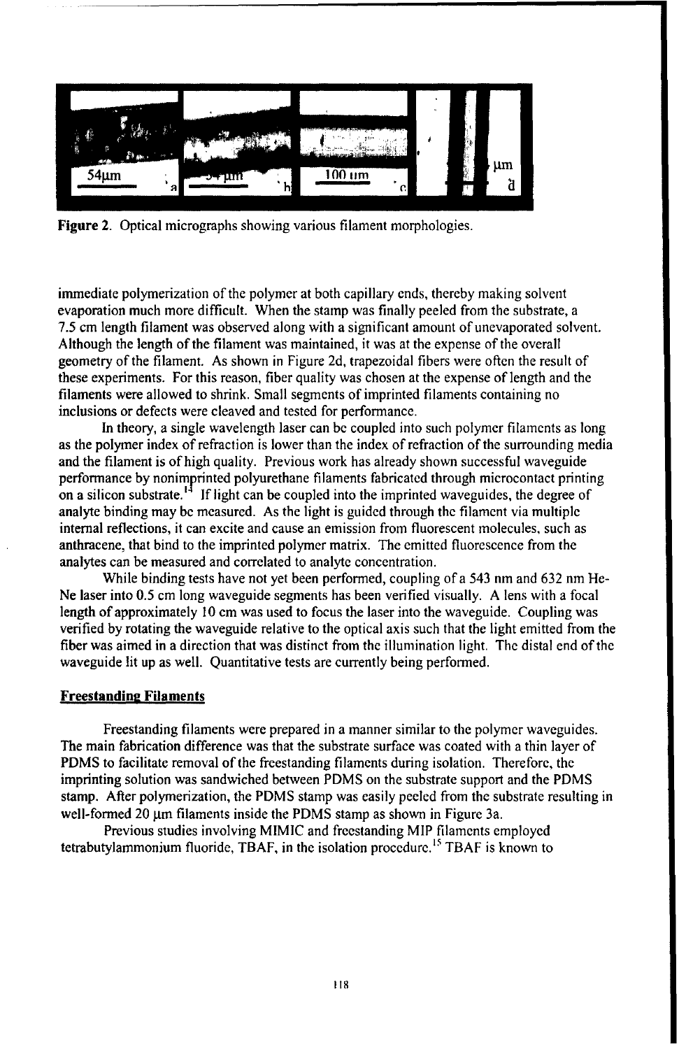**Figure 2.** Optical micrographs showing various filament morphologies.

immediate polymerization of the polymer at both capillary ends, thereby making solvent evaporation much more difficult. When the stamp was finally peeled from the substrate, a 7.5 cm length filament was observed along with a significant amount of unevaporated solvent. Although the length of the filament was maintained, it was at the expense of the overall geometry of the filament. As shown in Figure 2d, trapezoidal fibers were often the result of these experiments. For this reason, fiber quality was chosen at the expense of length and the filaments were allowed to shrink. Small segments of imprinted filaments containing no inclusions or defects were cleaved and tested for performance.

In theory, a single wavelength laser can be coupled into such polymer filaments as long as the polymer index of refraction is lower than the index of refraction of the surrounding media and the filament is of high quality. Previous work has already shown successful waveguide performance by nonimprinted polyurethane filaments fabricated through microcontact printing on a silicon substrate.[14] If light can be coupled into the imprinted waveguides, the degree of analyte binding may be measured. As the light is guided through the filament via multiple internal reflections, it can excite and cause an emission from fluorescent molecules, such as anthracene, that bind to the imprinted polymer matrix. The emitted fluorescence from the analytes can be measured and correlated to analyte concentration.

While binding tests have not yet been performed, coupling of a 543 nm and 632 nm He-Ne laser into 0.5 cm long waveguide segments has been verified visually. A lens with a focal length of approximately 10 cm was used to focus the laser into the waveguide. Coupling was verified by rotating the waveguide relative to the optical axis such that the light emitted from the fiber was aimed in a direction that was distinct from the illumination light. The distal end of the waveguide lit up as well. Quantitative tests are currently being performed.

## Freestanding Filaments

Freestanding filaments were prepared in a manner similar to the polymer waveguides. The main fabrication difference was that the substrate surface was coated with a thin layer of PDMS to facilitate removal of the freestanding filaments during isolation. Therefore, the imprinting solution was sandwiched between PDMS on the substrate support and the PDMS stamp. After polymerization, the PDMS stamp was easily peeled from the substrate resulting in well-formed 20 μm filaments inside the PDMS stamp as shown in Figure 3a.

Previous studies involving MIMIC and freestanding MIP filaments employed tetrabutylammonium fluoride, TBAF, in the isolation procedure.[15] TBAF is known to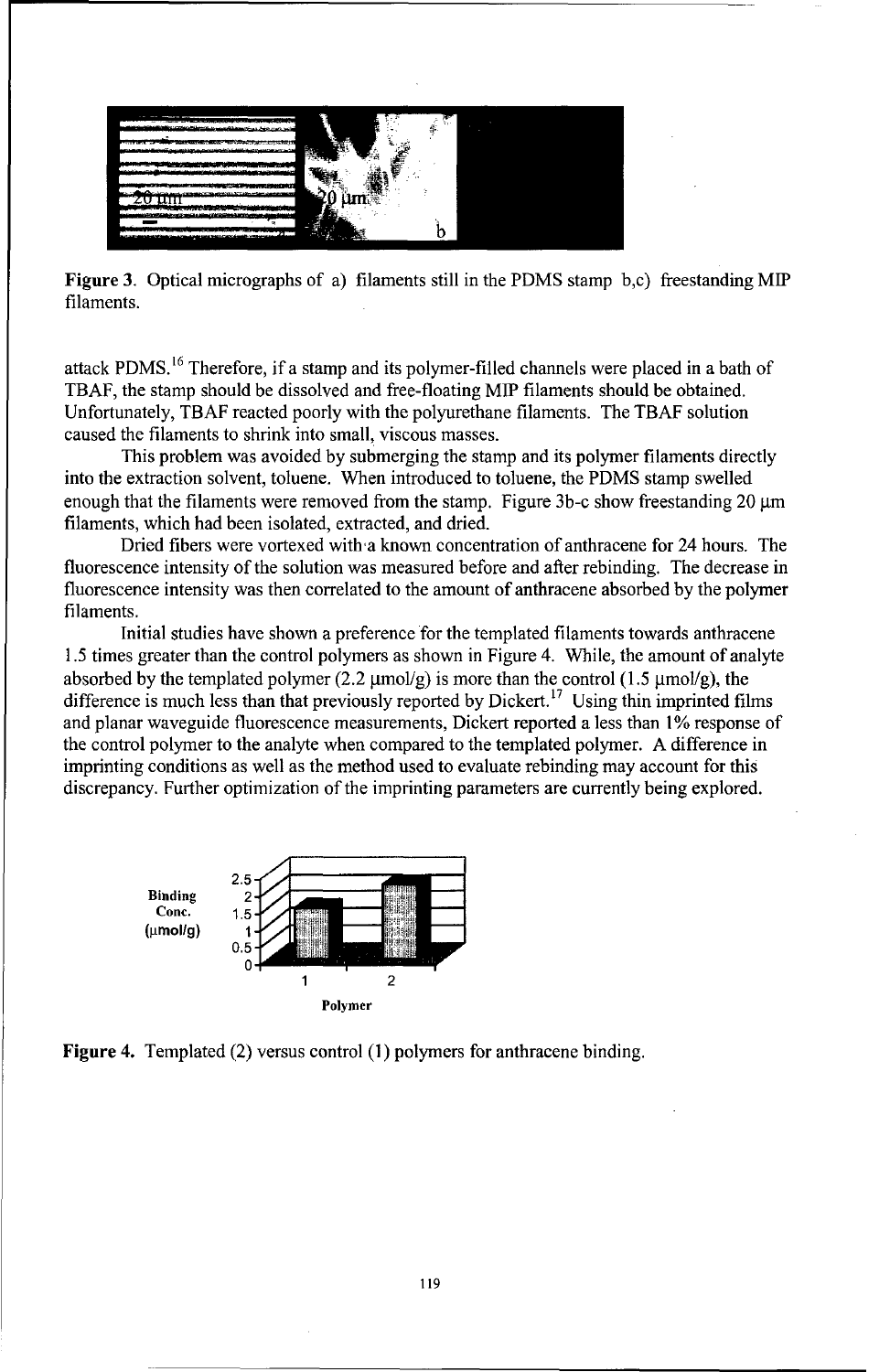**Figure 3**. Optical micrographs of a) filaments still in the PDMS stamp b,c) freestanding MIP filaments.

attack PDMS.[16] Therefore, if a stamp and its polymer-filled channels were placed in a bath of TBAF, the stamp should be dissolved and free-floating MIP filaments should be obtained. Unfortunately, TBAF reacted poorly with the polyurethane filaments. The TBAF solution caused the filaments to shrink into small, viscous masses.

This problem was avoided by submerging the stamp and its polymer filaments directly into the extraction solvent, toluene. When introduced to toluene, the PDMS stamp swelled enough that the filaments were removed from the stamp. Figure 3b-c show freestanding 20 μm filaments, which had been isolated, extracted, and dried.

Dried fibers were vortexed with a known concentration of anthracene for 24 hours. The fluorescence intensity of the solution was measured before and after rebinding. The decrease in fluorescence intensity was then correlated to the amount of anthracene absorbed by the polymer filaments.

Initial studies have shown a preference for the templated filaments towards anthracene 1.5 times greater than the control polymers as shown in Figure 4. While, the amount of analyte absorbed by the templated polymer (2.2 μmol/g) is more than the control (1.5 μmol/g), the difference is much less than that previously reported by Dickert.[17] Using thin imprinted films and planar waveguide fluorescence measurements, Dickert reported a less than 1% response of the control polymer to the analyte when compared to the templated polymer. A difference in imprinting conditions as well as the method used to evaluate rebinding may account for this discrepancy. Further optimization of the imprinting parameters are currently being explored.

**Figure 4.** Templated (2) versus control (1) polymers for anthracene binding.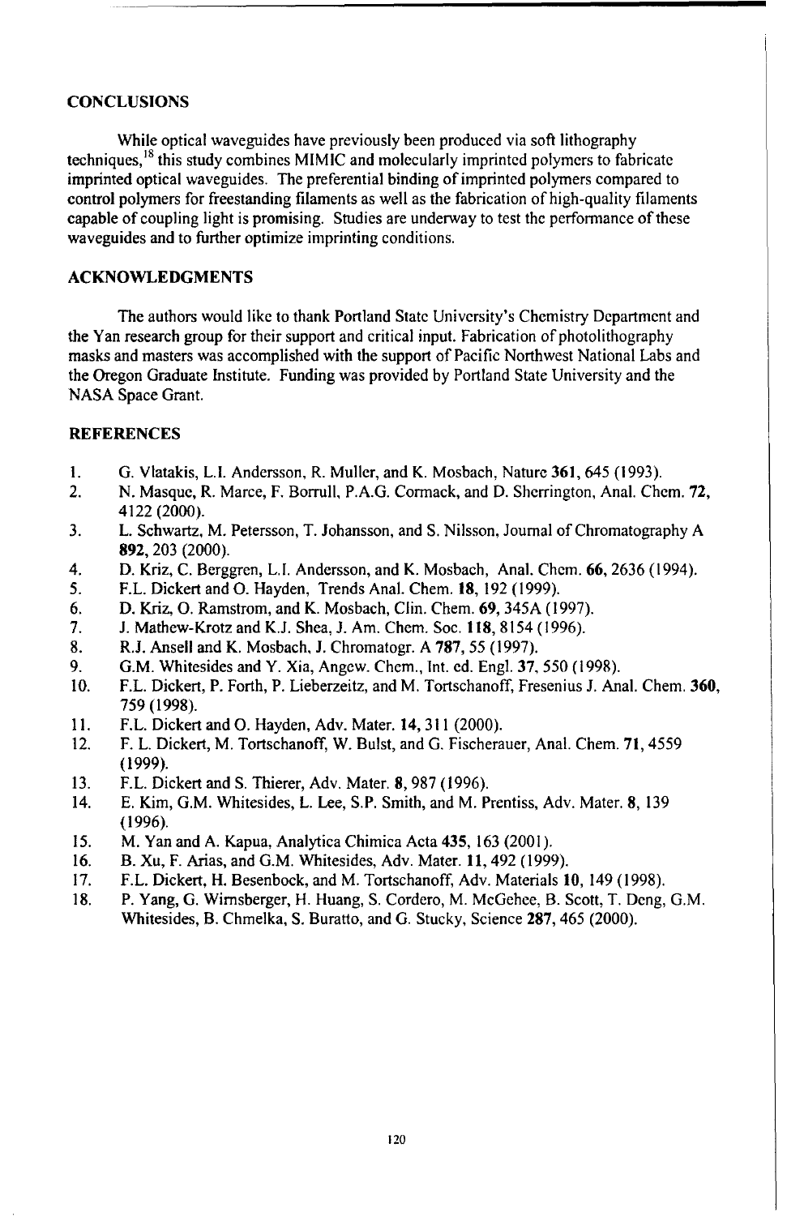## CONCLUSIONS

While optical waveguides have previously been produced via soft lithography techniques,[18] this study combines MIMIC and molecularly imprinted polymers to fabricate imprinted optical waveguides. The preferential binding of imprinted polymers compared to control polymers for freestanding filaments as well as the fabrication of high-quality filaments capable of coupling light is promising. Studies are underway to test the performance of these waveguides and to further optimize imprinting conditions.

## ACKNOWLEDGMENTS

The authors would like to thank Portland State University's Chemistry Department and the Yan research group for their support and critical input. Fabrication of photolithography masks and masters was accomplished with the support of Pacific Northwest National Labs and the Oregon Graduate Institute. Funding was provided by Portland State University and the NASA Space Grant.

## REFERENCES

1. G. Vlatakis, L.I. Andersson, R. Muller, and K. Mosbach, Nature **361**, 645 (1993).
2. N. Masque, R. Marce, F. Borrull, P.A.G. Cormack, and D. Sherrington, Anal. Chem. **72**, 4122 (2000).
3. L. Schwartz, M. Petersson, T. Johansson, and S. Nilsson, Journal of Chromatography A **892**, 203 (2000).
4. D. Kriz, C. Berggren, L.I. Andersson, and K. Mosbach, Anal. Chem. **66**, 2636 (1994).
5. F.L. Dickert and O. Hayden, Trends Anal. Chem. **18**, 192 (1999).
6. D. Kriz, O. Ramstrom, and K. Mosbach, Clin. Chem. **69**, 345A (1997).
7. J. Mathew-Krotz and K.J. Shea, J. Am. Chem. Soc. **118**, 8154 (1996).
8. R.J. Ansell and K. Mosbach, J. Chromatogr. A **787**, 55 (1997).
9. G.M. Whitesides and Y. Xia, Angew. Chem., Int. ed. Engl. **37**, 550 (1998).
10. F.L. Dickert, P. Forth, P. Lieberzeitz, and M. Tortschanoff, Fresenius J. Anal. Chem. **360**, 759 (1998).
11. F.L. Dickert and O. Hayden, Adv. Mater. **14**, 311 (2000).
12. F. L. Dickert, M. Tortschanoff, W. Bulst, and G. Fischerauer, Anal. Chem. **71**, 4559 (1999).
13. F.L. Dickert and S. Thierer, Adv. Mater. **8**, 987 (1996).
14. E. Kim, G.M. Whitesides, L. Lee, S.P. Smith, and M. Prentiss, Adv. Mater. **8**, 139 (1996).
15. M. Yan and A. Kapua, Analytica Chimica Acta **435**, 163 (2001).
16. B. Xu, F. Arias, and G.M. Whitesides, Adv. Mater. **11**, 492 (1999).
17. F.L. Dickert, H. Besenbock, and M. Tortschanoff, Adv. Materials **10**, 149 (1998).
18. P. Yang, G. Wirnsberger, H. Huang, S. Cordero, M. McGehee, B. Scott, T. Deng, G.M. Whitesides, B. Chmelka, S. Buratto, and G. Stucky, Science **287**, 465 (2000).